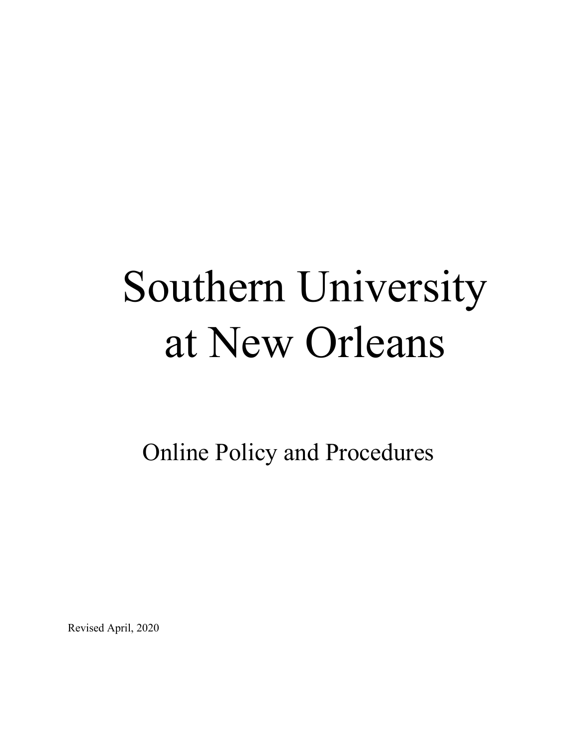# Southern University at New Orleans

## Online Policy and Procedures

Revised April, 2020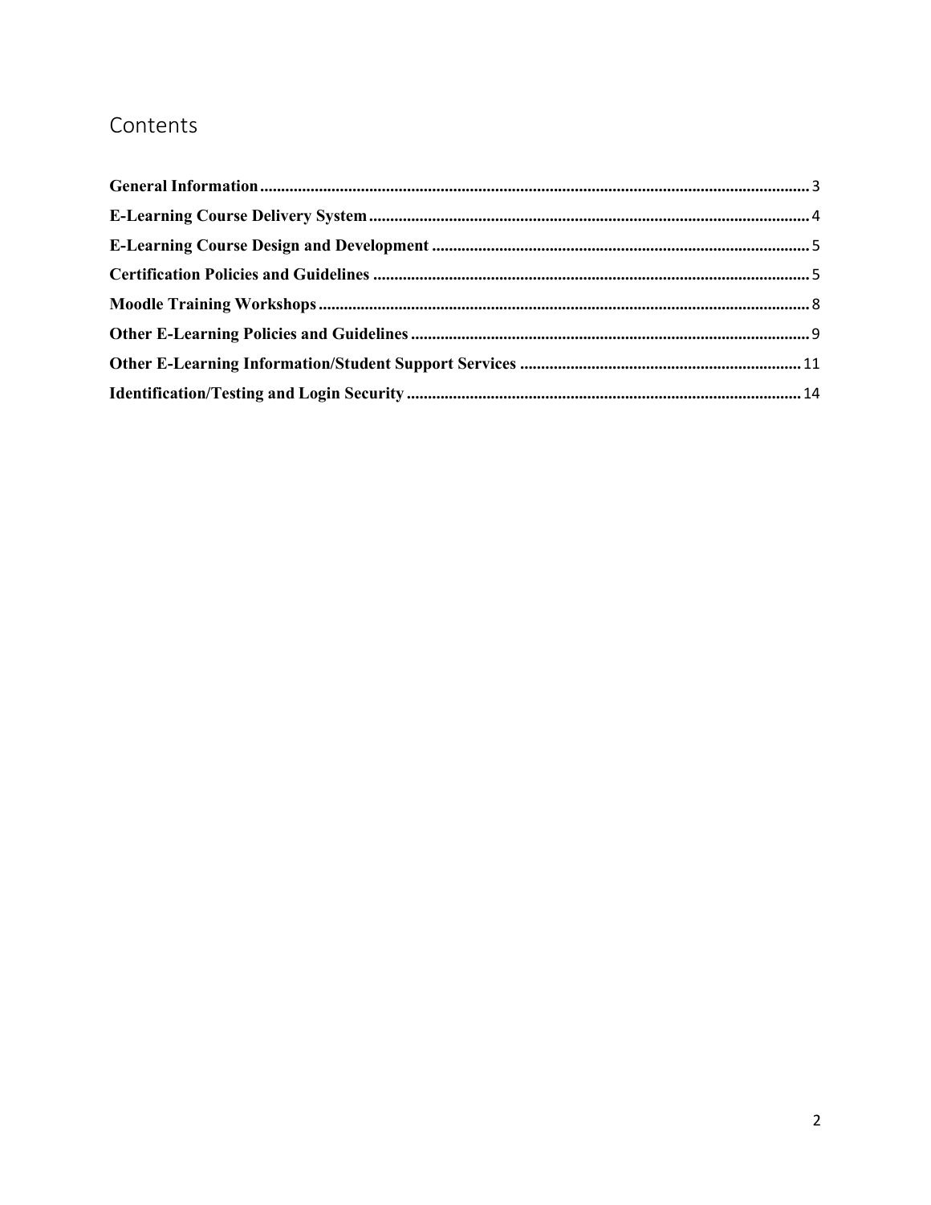# Contents

**General Information** .......... 3

**E-Learning Course Delivery System** .......... 4

**E-Learning Course Design and Development** .......... 5

**Certification Policies and Guidelines** .......... 5

**Moodle Training Workshops** .......... 8

**Other E-Learning Policies and Guidelines** .......... 9

**Other E-Learning Information/Student Support Services** .......... 11

**Identification/Testing and Login Security** .......... 14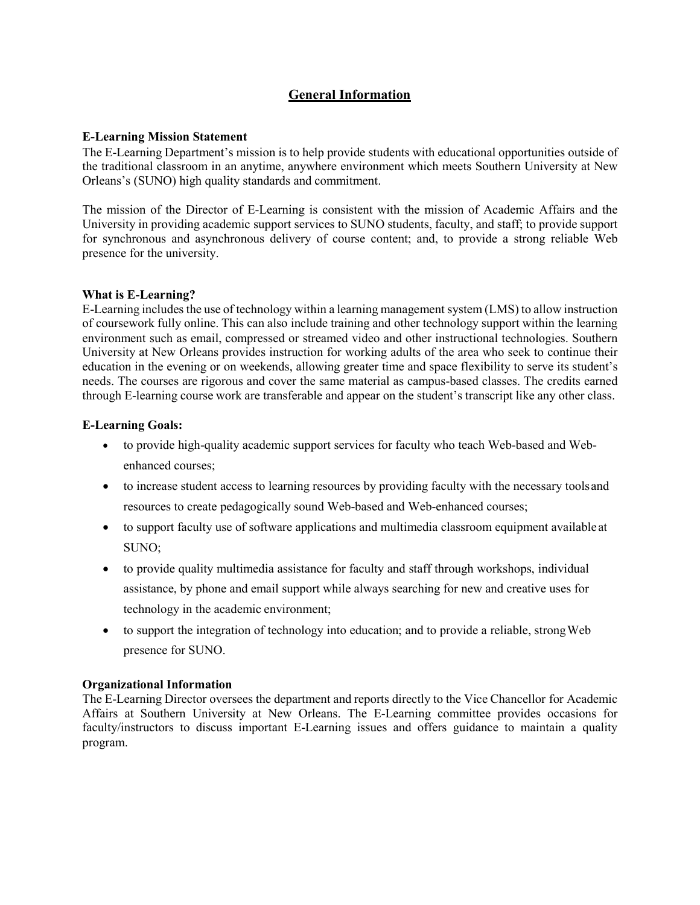# General Information

**E-Learning Mission Statement**

The E-Learning Department's mission is to help provide students with educational opportunities outside of the traditional classroom in an anytime, anywhere environment which meets Southern University at New Orleans's (SUNO) high quality standards and commitment.

The mission of the Director of E-Learning is consistent with the mission of Academic Affairs and the University in providing academic support services to SUNO students, faculty, and staff; to provide support for synchronous and asynchronous delivery of course content; and, to provide a strong reliable Web presence for the university.

**What is E-Learning?**

E-Learning includes the use of technology within a learning management system (LMS) to allow instruction of coursework fully online. This can also include training and other technology support within the learning environment such as email, compressed or streamed video and other instructional technologies. Southern University at New Orleans provides instruction for working adults of the area who seek to continue their education in the evening or on weekends, allowing greater time and space flexibility to serve its student's needs. The courses are rigorous and cover the same material as campus-based classes. The credits earned through E-learning course work are transferable and appear on the student's transcript like any other class.

**E-Learning Goals:**

- to provide high-quality academic support services for faculty who teach Web-based and Web-enhanced courses;
- to increase student access to learning resources by providing faculty with the necessary tools and resources to create pedagogically sound Web-based and Web-enhanced courses;
- to support faculty use of software applications and multimedia classroom equipment available at SUNO;
- to provide quality multimedia assistance for faculty and staff through workshops, individual assistance, by phone and email support while always searching for new and creative uses for technology in the academic environment;
- to support the integration of technology into education; and to provide a reliable, strong Web presence for SUNO.

**Organizational Information**

The E-Learning Director oversees the department and reports directly to the Vice Chancellor for Academic Affairs at Southern University at New Orleans. The E-Learning committee provides occasions for faculty/instructors to discuss important E-Learning issues and offers guidance to maintain a quality program.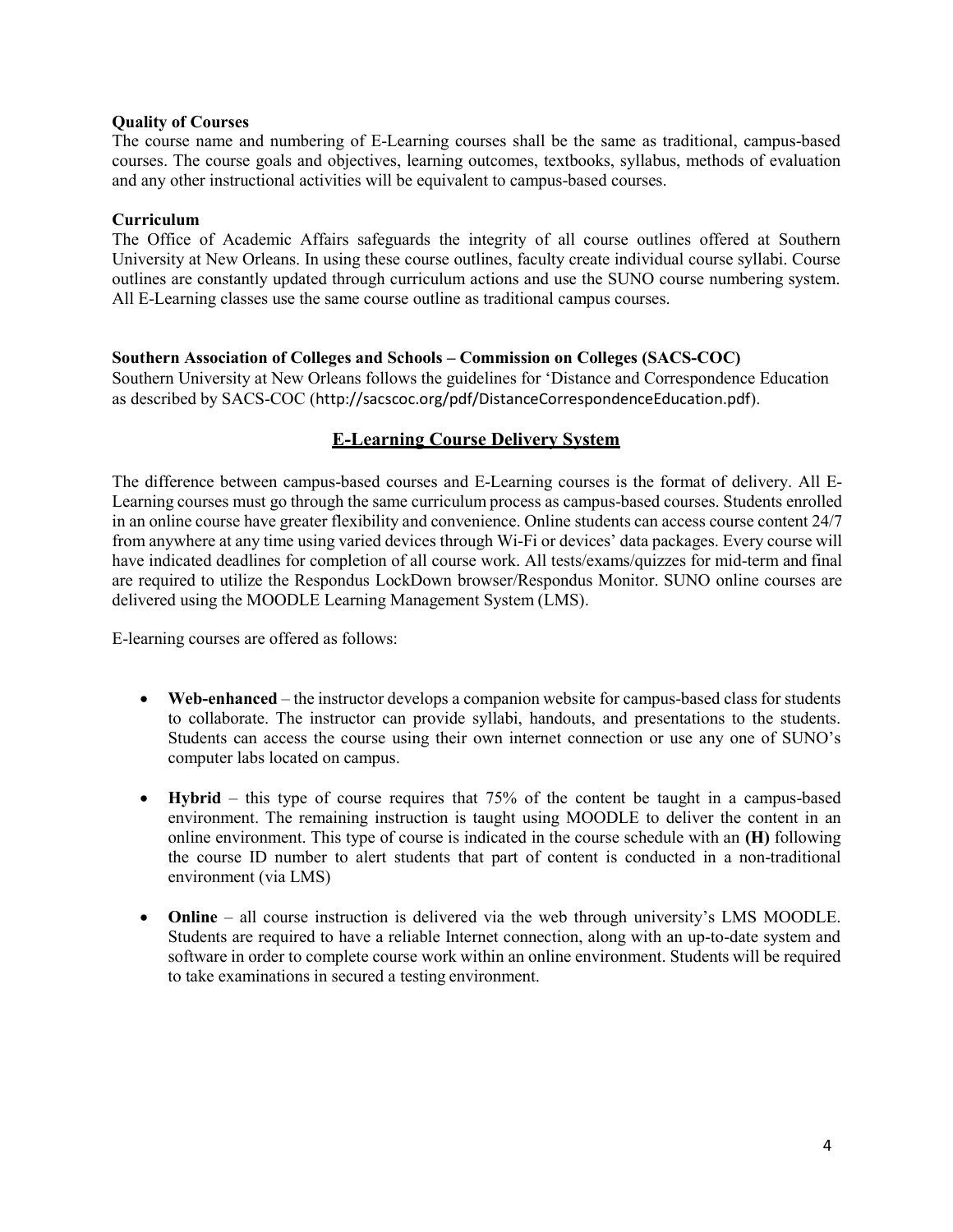**Quality of Courses**

The course name and numbering of E-Learning courses shall be the same as traditional, campus-based courses. The course goals and objectives, learning outcomes, textbooks, syllabus, methods of evaluation and any other instructional activities will be equivalent to campus-based courses.

**Curriculum**

The Office of Academic Affairs safeguards the integrity of all course outlines offered at Southern University at New Orleans. In using these course outlines, faculty create individual course syllabi. Course outlines are constantly updated through curriculum actions and use the SUNO course numbering system. All E-Learning classes use the same course outline as traditional campus courses.

**Southern Association of Colleges and Schools – Commission on Colleges (SACS-COC)**

Southern University at New Orleans follows the guidelines for 'Distance and Correspondence Education as described by SACS-COC (http://sacscoc.org/pdf/DistanceCorrespondenceEducation.pdf).

## E-Learning Course Delivery System

The difference between campus-based courses and E-Learning courses is the format of delivery. All E-Learning courses must go through the same curriculum process as campus-based courses. Students enrolled in an online course have greater flexibility and convenience. Online students can access course content 24/7 from anywhere at any time using varied devices through Wi-Fi or devices' data packages. Every course will have indicated deadlines for completion of all course work. All tests/exams/quizzes for mid-term and final are required to utilize the Respondus LockDown browser/Respondus Monitor. SUNO online courses are delivered using the MOODLE Learning Management System (LMS).

E-learning courses are offered as follows:

- **Web-enhanced** – the instructor develops a companion website for campus-based class for students to collaborate. The instructor can provide syllabi, handouts, and presentations to the students. Students can access the course using their own internet connection or use any one of SUNO's computer labs located on campus.
- **Hybrid** – this type of course requires that 75% of the content be taught in a campus-based environment. The remaining instruction is taught using MOODLE to deliver the content in an online environment. This type of course is indicated in the course schedule with an **(H)** following the course ID number to alert students that part of content is conducted in a non-traditional environment (via LMS)
- **Online** – all course instruction is delivered via the web through university's LMS MOODLE. Students are required to have a reliable Internet connection, along with an up-to-date system and software in order to complete course work within an online environment. Students will be required to take examinations in secured a testing environment.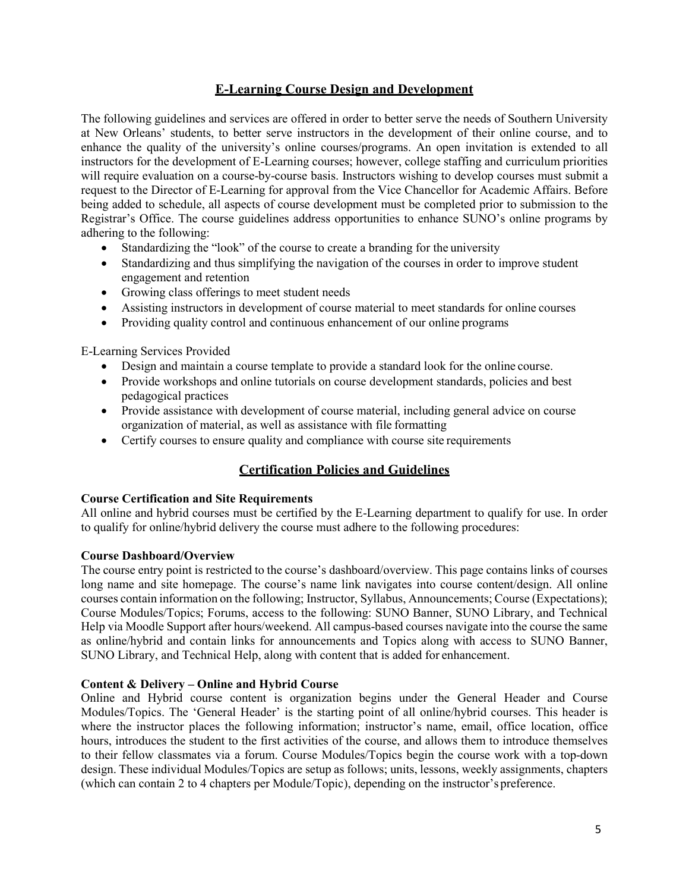## E-Learning Course Design and Development

The following guidelines and services are offered in order to better serve the needs of Southern University at New Orleans' students, to better serve instructors in the development of their online course, and to enhance the quality of the university's online courses/programs. An open invitation is extended to all instructors for the development of E-Learning courses; however, college staffing and curriculum priorities will require evaluation on a course-by-course basis. Instructors wishing to develop courses must submit a request to the Director of E-Learning for approval from the Vice Chancellor for Academic Affairs. Before being added to schedule, all aspects of course development must be completed prior to submission to the Registrar's Office. The course guidelines address opportunities to enhance SUNO's online programs by adhering to the following:

- Standardizing the "look" of the course to create a branding for the university
- Standardizing and thus simplifying the navigation of the courses in order to improve student engagement and retention
- Growing class offerings to meet student needs
- Assisting instructors in development of course material to meet standards for online courses
- Providing quality control and continuous enhancement of our online programs

E-Learning Services Provided

- Design and maintain a course template to provide a standard look for the online course.
- Provide workshops and online tutorials on course development standards, policies and best pedagogical practices
- Provide assistance with development of course material, including general advice on course organization of material, as well as assistance with file formatting
- Certify courses to ensure quality and compliance with course site requirements

## Certification Policies and Guidelines

**Course Certification and Site Requirements**

All online and hybrid courses must be certified by the E-Learning department to qualify for use. In order to qualify for online/hybrid delivery the course must adhere to the following procedures:

**Course Dashboard/Overview**

The course entry point is restricted to the course's dashboard/overview. This page contains links of courses long name and site homepage. The course's name link navigates into course content/design. All online courses contain information on the following; Instructor, Syllabus, Announcements; Course (Expectations); Course Modules/Topics; Forums, access to the following: SUNO Banner, SUNO Library, and Technical Help via Moodle Support after hours/weekend. All campus-based courses navigate into the course the same as online/hybrid and contain links for announcements and Topics along with access to SUNO Banner, SUNO Library, and Technical Help, along with content that is added for enhancement.

**Content & Delivery – Online and Hybrid Course**

Online and Hybrid course content is organization begins under the General Header and Course Modules/Topics. The 'General Header' is the starting point of all online/hybrid courses. This header is where the instructor places the following information; instructor's name, email, office location, office hours, introduces the student to the first activities of the course, and allows them to introduce themselves to their fellow classmates via a forum. Course Modules/Topics begin the course work with a top-down design. These individual Modules/Topics are setup as follows; units, lessons, weekly assignments, chapters (which can contain 2 to 4 chapters per Module/Topic), depending on the instructor's preference.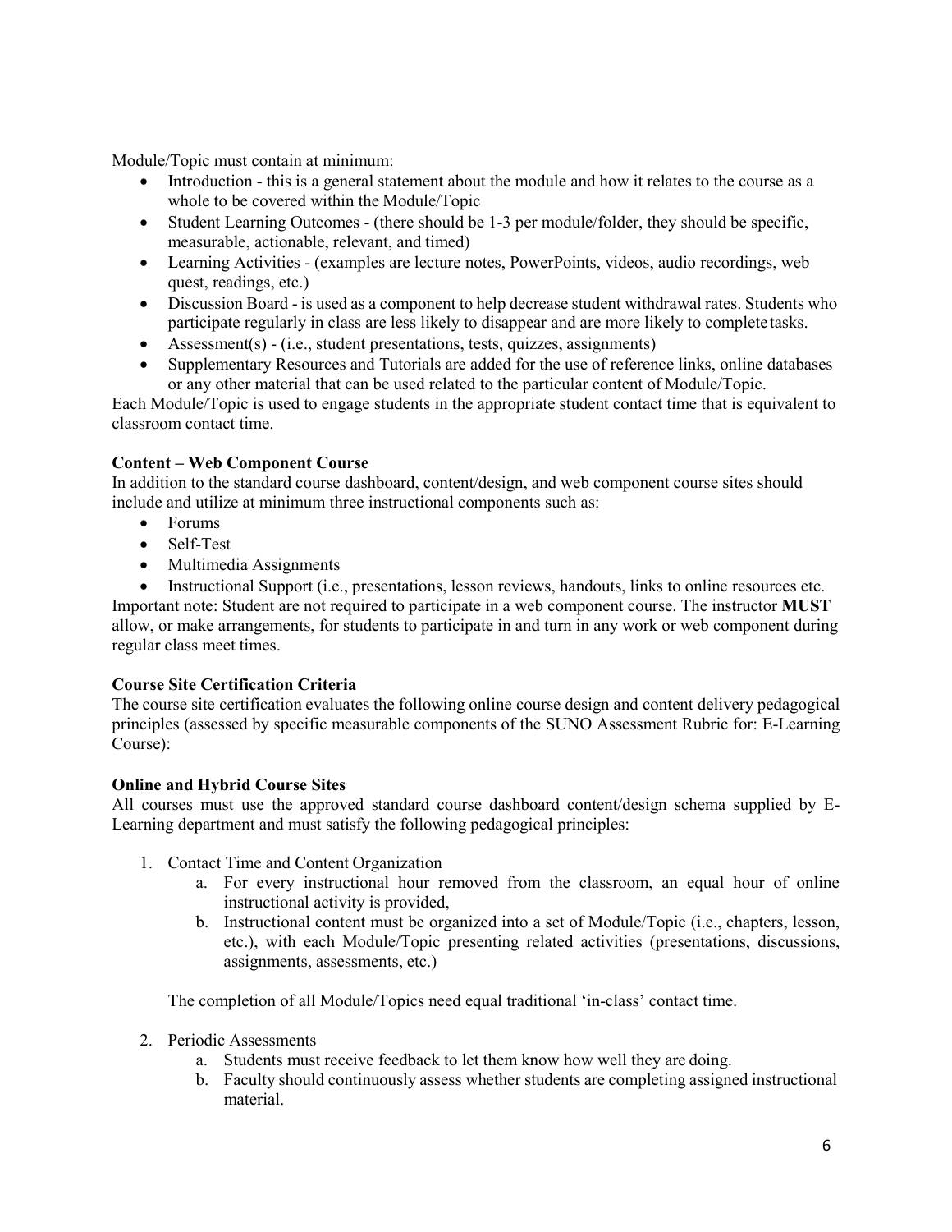Module/Topic must contain at minimum:

- Introduction - this is a general statement about the module and how it relates to the course as a whole to be covered within the Module/Topic
- Student Learning Outcomes - (there should be 1-3 per module/folder, they should be specific, measurable, actionable, relevant, and timed)
- Learning Activities - (examples are lecture notes, PowerPoints, videos, audio recordings, web quest, readings, etc.)
- Discussion Board - is used as a component to help decrease student withdrawal rates. Students who participate regularly in class are less likely to disappear and are more likely to complete tasks.
- Assessment(s) - (i.e., student presentations, tests, quizzes, assignments)
- Supplementary Resources and Tutorials are added for the use of reference links, online databases or any other material that can be used related to the particular content of Module/Topic.

Each Module/Topic is used to engage students in the appropriate student contact time that is equivalent to classroom contact time.

**Content – Web Component Course**

In addition to the standard course dashboard, content/design, and web component course sites should include and utilize at minimum three instructional components such as:

- Forums
- Self-Test
- Multimedia Assignments
- Instructional Support (i.e., presentations, lesson reviews, handouts, links to online resources etc.

Important note: Student are not required to participate in a web component course. The instructor **MUST** allow, or make arrangements, for students to participate in and turn in any work or web component during regular class meet times.

**Course Site Certification Criteria**

The course site certification evaluates the following online course design and content delivery pedagogical principles (assessed by specific measurable components of the SUNO Assessment Rubric for: E-Learning Course):

**Online and Hybrid Course Sites**

All courses must use the approved standard course dashboard content/design schema supplied by E-Learning department and must satisfy the following pedagogical principles:

1. Contact Time and Content Organization
   a. For every instructional hour removed from the classroom, an equal hour of online instructional activity is provided,
   b. Instructional content must be organized into a set of Module/Topic (i.e., chapters, lesson, etc.), with each Module/Topic presenting related activities (presentations, discussions, assignments, assessments, etc.)

   The completion of all Module/Topics need equal traditional 'in-class' contact time.

2. Periodic Assessments
   a. Students must receive feedback to let them know how well they are doing.
   b. Faculty should continuously assess whether students are completing assigned instructional material.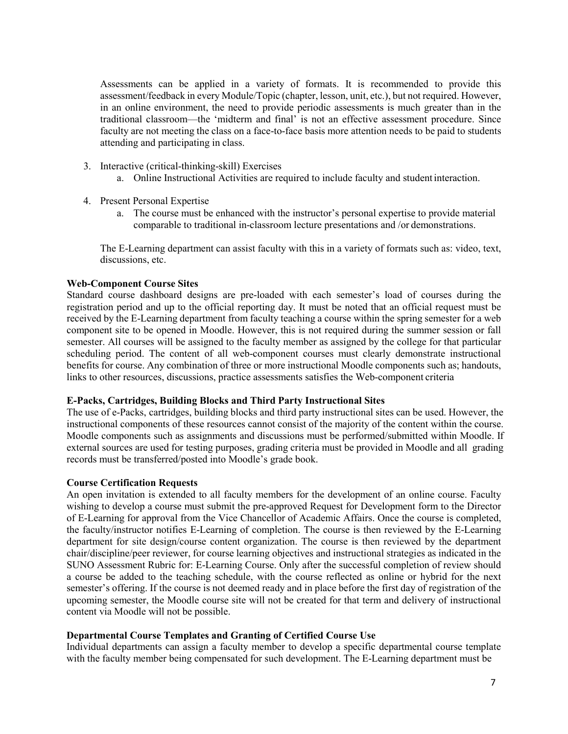Assessments can be applied in a variety of formats. It is recommended to provide this assessment/feedback in every Module/Topic (chapter, lesson, unit, etc.), but not required. However, in an online environment, the need to provide periodic assessments is much greater than in the traditional classroom—the 'midterm and final' is not an effective assessment procedure. Since faculty are not meeting the class on a face-to-face basis more attention needs to be paid to students attending and participating in class.

3. Interactive (critical-thinking-skill) Exercises
   a. Online Instructional Activities are required to include faculty and student interaction.

4. Present Personal Expertise
   a. The course must be enhanced with the instructor's personal expertise to provide material comparable to traditional in-classroom lecture presentations and /or demonstrations.

The E-Learning department can assist faculty with this in a variety of formats such as: video, text, discussions, etc.

**Web-Component Course Sites**

Standard course dashboard designs are pre-loaded with each semester's load of courses during the registration period and up to the official reporting day. It must be noted that an official request must be received by the E-Learning department from faculty teaching a course within the spring semester for a web component site to be opened in Moodle. However, this is not required during the summer session or fall semester. All courses will be assigned to the faculty member as assigned by the college for that particular scheduling period. The content of all web-component courses must clearly demonstrate instructional benefits for course. Any combination of three or more instructional Moodle components such as; handouts, links to other resources, discussions, practice assessments satisfies the Web-component criteria

**E-Packs, Cartridges, Building Blocks and Third Party Instructional Sites**

The use of e-Packs, cartridges, building blocks and third party instructional sites can be used. However, the instructional components of these resources cannot consist of the majority of the content within the course. Moodle components such as assignments and discussions must be performed/submitted within Moodle. If external sources are used for testing purposes, grading criteria must be provided in Moodle and all grading records must be transferred/posted into Moodle's grade book.

**Course Certification Requests**

An open invitation is extended to all faculty members for the development of an online course. Faculty wishing to develop a course must submit the pre-approved Request for Development form to the Director of E-Learning for approval from the Vice Chancellor of Academic Affairs. Once the course is completed, the faculty/instructor notifies E-Learning of completion. The course is then reviewed by the E-Learning department for site design/course content organization. The course is then reviewed by the department chair/discipline/peer reviewer, for course learning objectives and instructional strategies as indicated in the SUNO Assessment Rubric for: E-Learning Course. Only after the successful completion of review should a course be added to the teaching schedule, with the course reflected as online or hybrid for the next semester's offering. If the course is not deemed ready and in place before the first day of registration of the upcoming semester, the Moodle course site will not be created for that term and delivery of instructional content via Moodle will not be possible.

**Departmental Course Templates and Granting of Certified Course Use**

Individual departments can assign a faculty member to develop a specific departmental course template with the faculty member being compensated for such development. The E-Learning department must be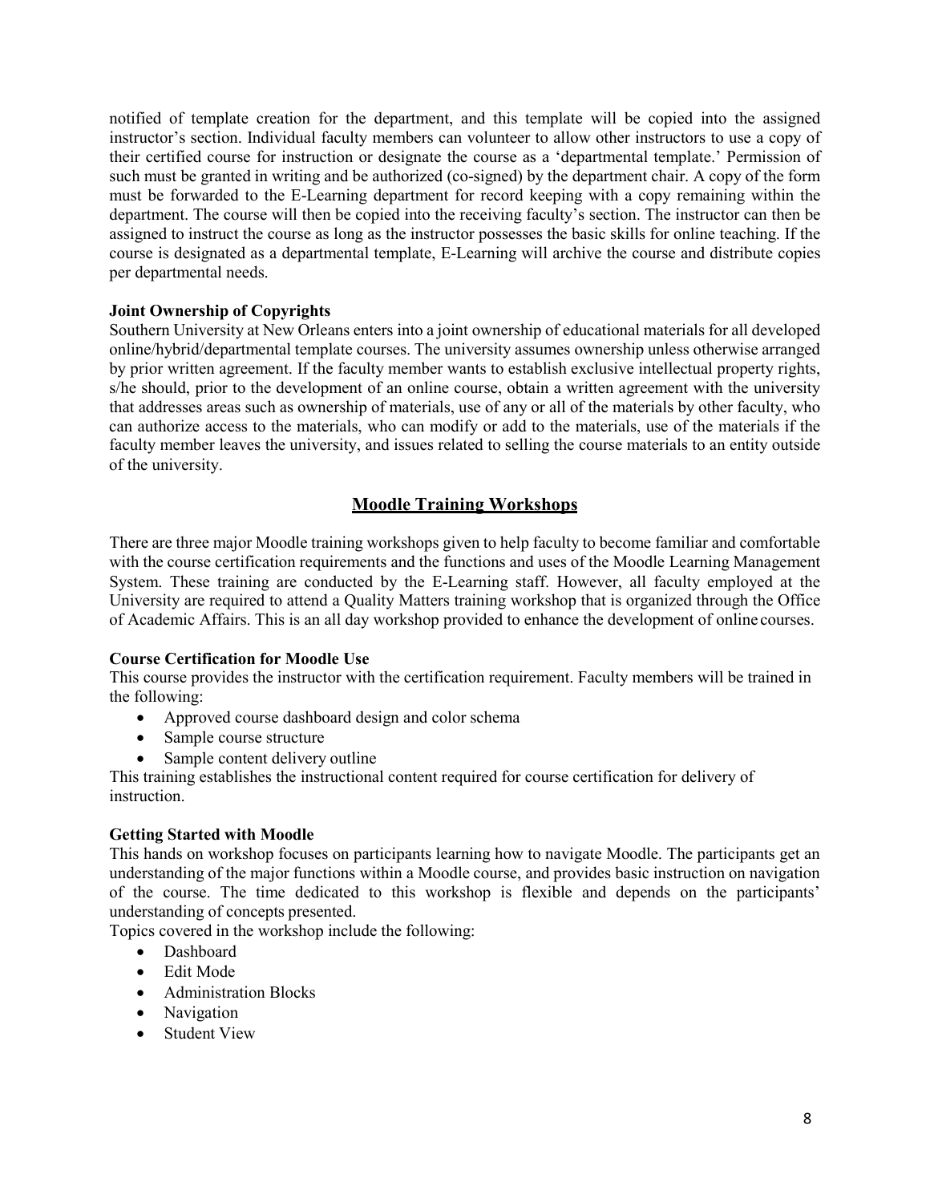notified of template creation for the department, and this template will be copied into the assigned instructor's section. Individual faculty members can volunteer to allow other instructors to use a copy of their certified course for instruction or designate the course as a 'departmental template.' Permission of such must be granted in writing and be authorized (co-signed) by the department chair. A copy of the form must be forwarded to the E-Learning department for record keeping with a copy remaining within the department. The course will then be copied into the receiving faculty's section. The instructor can then be assigned to instruct the course as long as the instructor possesses the basic skills for online teaching. If the course is designated as a departmental template, E-Learning will archive the course and distribute copies per departmental needs.

**Joint Ownership of Copyrights**

Southern University at New Orleans enters into a joint ownership of educational materials for all developed online/hybrid/departmental template courses. The university assumes ownership unless otherwise arranged by prior written agreement. If the faculty member wants to establish exclusive intellectual property rights, s/he should, prior to the development of an online course, obtain a written agreement with the university that addresses areas such as ownership of materials, use of any or all of the materials by other faculty, who can authorize access to the materials, who can modify or add to the materials, use of the materials if the faculty member leaves the university, and issues related to selling the course materials to an entity outside of the university.

## Moodle Training Workshops

There are three major Moodle training workshops given to help faculty to become familiar and comfortable with the course certification requirements and the functions and uses of the Moodle Learning Management System. These training are conducted by the E-Learning staff. However, all faculty employed at the University are required to attend a Quality Matters training workshop that is organized through the Office of Academic Affairs. This is an all day workshop provided to enhance the development of online courses.

**Course Certification for Moodle Use**

This course provides the instructor with the certification requirement. Faculty members will be trained in the following:

- Approved course dashboard design and color schema
- Sample course structure
- Sample content delivery outline

This training establishes the instructional content required for course certification for delivery of instruction.

**Getting Started with Moodle**

This hands on workshop focuses on participants learning how to navigate Moodle. The participants get an understanding of the major functions within a Moodle course, and provides basic instruction on navigation of the course. The time dedicated to this workshop is flexible and depends on the participants' understanding of concepts presented.

Topics covered in the workshop include the following:

- Dashboard
- Edit Mode
- Administration Blocks
- Navigation
- Student View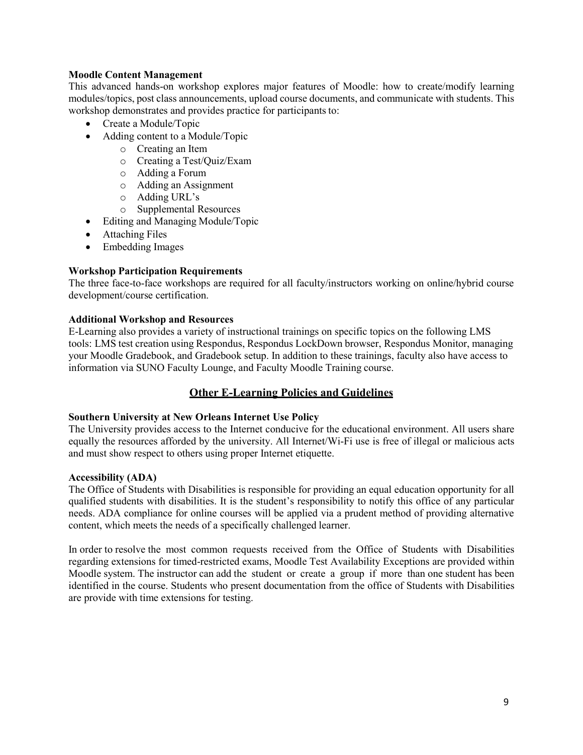**Moodle Content Management**

This advanced hands-on workshop explores major features of Moodle: how to create/modify learning modules/topics, post class announcements, upload course documents, and communicate with students. This workshop demonstrates and provides practice for participants to:

- Create a Module/Topic
- Adding content to a Module/Topic
    - Creating an Item
    - Creating a Test/Quiz/Exam
    - Adding a Forum
    - Adding an Assignment
    - Adding URL's
    - Supplemental Resources
- Editing and Managing Module/Topic
- Attaching Files
- Embedding Images

**Workshop Participation Requirements**

The three face-to-face workshops are required for all faculty/instructors working on online/hybrid course development/course certification.

**Additional Workshop and Resources**

E-Learning also provides a variety of instructional trainings on specific topics on the following LMS tools: LMS test creation using Respondus, Respondus LockDown browser, Respondus Monitor, managing your Moodle Gradebook, and Gradebook setup. In addition to these trainings, faculty also have access to information via SUNO Faculty Lounge, and Faculty Moodle Training course.

## Other E-Learning Policies and Guidelines

**Southern University at New Orleans Internet Use Policy**

The University provides access to the Internet conducive for the educational environment. All users share equally the resources afforded by the university. All Internet/Wi-Fi use is free of illegal or malicious acts and must show respect to others using proper Internet etiquette.

**Accessibility (ADA)**

The Office of Students with Disabilities is responsible for providing an equal education opportunity for all qualified students with disabilities. It is the student's responsibility to notify this office of any particular needs. ADA compliance for online courses will be applied via a prudent method of providing alternative content, which meets the needs of a specifically challenged learner.

In order to resolve the most common requests received from the Office of Students with Disabilities regarding extensions for timed-restricted exams, Moodle Test Availability Exceptions are provided within Moodle system. The instructor can add the student or create a group if more than one student has been identified in the course. Students who present documentation from the office of Students with Disabilities are provide with time extensions for testing.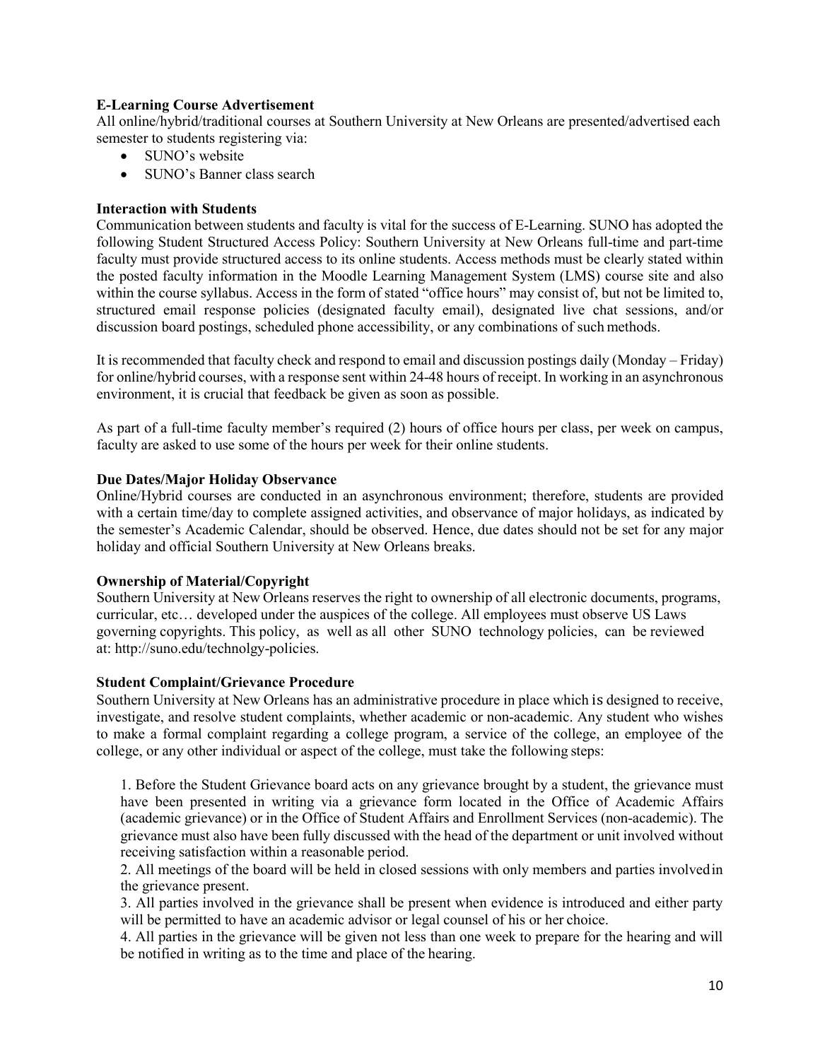**E-Learning Course Advertisement**

All online/hybrid/traditional courses at Southern University at New Orleans are presented/advertised each semester to students registering via:

- SUNO's website
- SUNO's Banner class search

**Interaction with Students**

Communication between students and faculty is vital for the success of E-Learning. SUNO has adopted the following Student Structured Access Policy: Southern University at New Orleans full-time and part-time faculty must provide structured access to its online students. Access methods must be clearly stated within the posted faculty information in the Moodle Learning Management System (LMS) course site and also within the course syllabus. Access in the form of stated "office hours" may consist of, but not be limited to, structured email response policies (designated faculty email), designated live chat sessions, and/or discussion board postings, scheduled phone accessibility, or any combinations of such methods.

It is recommended that faculty check and respond to email and discussion postings daily (Monday – Friday) for online/hybrid courses, with a response sent within 24-48 hours of receipt. In working in an asynchronous environment, it is crucial that feedback be given as soon as possible.

As part of a full-time faculty member's required (2) hours of office hours per class, per week on campus, faculty are asked to use some of the hours per week for their online students.

**Due Dates/Major Holiday Observance**

Online/Hybrid courses are conducted in an asynchronous environment; therefore, students are provided with a certain time/day to complete assigned activities, and observance of major holidays, as indicated by the semester's Academic Calendar, should be observed. Hence, due dates should not be set for any major holiday and official Southern University at New Orleans breaks.

**Ownership of Material/Copyright**

Southern University at New Orleans reserves the right to ownership of all electronic documents, programs, curricular, etc… developed under the auspices of the college. All employees must observe US Laws governing copyrights. This policy, as well as all other SUNO technology policies, can be reviewed at: http://suno.edu/technolgy-policies.

**Student Complaint/Grievance Procedure**

Southern University at New Orleans has an administrative procedure in place which is designed to receive, investigate, and resolve student complaints, whether academic or non-academic. Any student who wishes to make a formal complaint regarding a college program, a service of the college, an employee of the college, or any other individual or aspect of the college, must take the following steps:

1. Before the Student Grievance board acts on any grievance brought by a student, the grievance must have been presented in writing via a grievance form located in the Office of Academic Affairs (academic grievance) or in the Office of Student Affairs and Enrollment Services (non-academic). The grievance must also have been fully discussed with the head of the department or unit involved without receiving satisfaction within a reasonable period.
2. All meetings of the board will be held in closed sessions with only members and parties involved in the grievance present.
3. All parties involved in the grievance shall be present when evidence is introduced and either party will be permitted to have an academic advisor or legal counsel of his or her choice.
4. All parties in the grievance will be given not less than one week to prepare for the hearing and will be notified in writing as to the time and place of the hearing.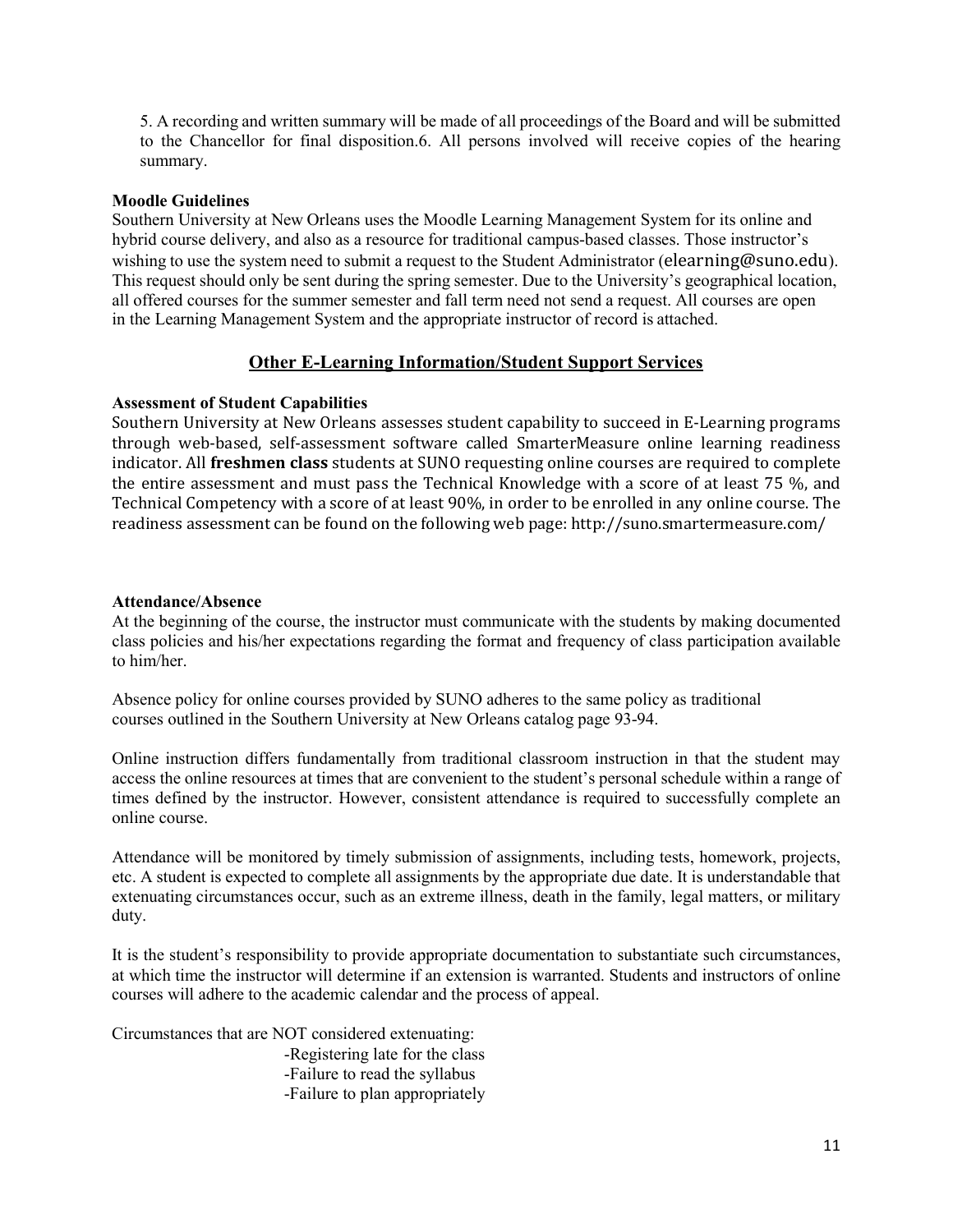5. A recording and written summary will be made of all proceedings of the Board and will be submitted to the Chancellor for final disposition.6. All persons involved will receive copies of the hearing summary.

**Moodle Guidelines**

Southern University at New Orleans uses the Moodle Learning Management System for its online and hybrid course delivery, and also as a resource for traditional campus-based classes. Those instructor's wishing to use the system need to submit a request to the Student Administrator (elearning@suno.edu). This request should only be sent during the spring semester. Due to the University's geographical location, all offered courses for the summer semester and fall term need not send a request. All courses are open in the Learning Management System and the appropriate instructor of record is attached.

## Other E-Learning Information/Student Support Services

**Assessment of Student Capabilities**

Southern University at New Orleans assesses student capability to succeed in E-Learning programs through web-based, self-assessment software called SmarterMeasure online learning readiness indicator. All **freshmen class** students at SUNO requesting online courses are required to complete the entire assessment and must pass the Technical Knowledge with a score of at least 75 %, and Technical Competency with a score of at least 90%, in order to be enrolled in any online course. The readiness assessment can be found on the following web page: http://suno.smartermeasure.com/

**Attendance/Absence**

At the beginning of the course, the instructor must communicate with the students by making documented class policies and his/her expectations regarding the format and frequency of class participation available to him/her.

Absence policy for online courses provided by SUNO adheres to the same policy as traditional courses outlined in the Southern University at New Orleans catalog page 93-94.

Online instruction differs fundamentally from traditional classroom instruction in that the student may access the online resources at times that are convenient to the student's personal schedule within a range of times defined by the instructor. However, consistent attendance is required to successfully complete an online course.

Attendance will be monitored by timely submission of assignments, including tests, homework, projects, etc. A student is expected to complete all assignments by the appropriate due date. It is understandable that extenuating circumstances occur, such as an extreme illness, death in the family, legal matters, or military duty.

It is the student's responsibility to provide appropriate documentation to substantiate such circumstances, at which time the instructor will determine if an extension is warranted. Students and instructors of online courses will adhere to the academic calendar and the process of appeal.

Circumstances that are NOT considered extenuating:

- Registering late for the class
- Failure to read the syllabus
- Failure to plan appropriately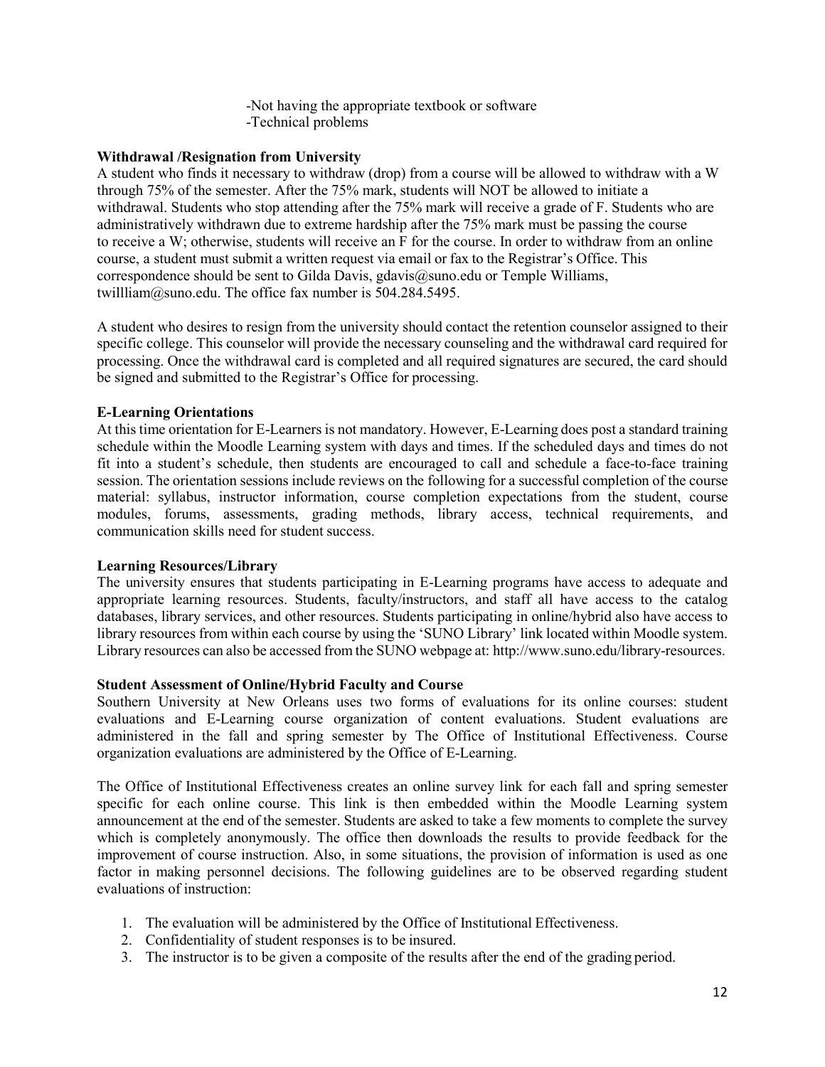-Not having the appropriate textbook or software
-Technical problems

**Withdrawal /Resignation from University**

A student who finds it necessary to withdraw (drop) from a course will be allowed to withdraw with a W through 75% of the semester. After the 75% mark, students will NOT be allowed to initiate a withdrawal. Students who stop attending after the 75% mark will receive a grade of F. Students who are administratively withdrawn due to extreme hardship after the 75% mark must be passing the course to receive a W; otherwise, students will receive an F for the course. In order to withdraw from an online course, a student must submit a written request via email or fax to the Registrar's Office. This correspondence should be sent to Gilda Davis, gdavis@suno.edu or Temple Williams, twillliam@suno.edu. The office fax number is 504.284.5495.

A student who desires to resign from the university should contact the retention counselor assigned to their specific college. This counselor will provide the necessary counseling and the withdrawal card required for processing. Once the withdrawal card is completed and all required signatures are secured, the card should be signed and submitted to the Registrar's Office for processing.

**E-Learning Orientations**

At this time orientation for E-Learners is not mandatory. However, E-Learning does post a standard training schedule within the Moodle Learning system with days and times. If the scheduled days and times do not fit into a student's schedule, then students are encouraged to call and schedule a face-to-face training session. The orientation sessions include reviews on the following for a successful completion of the course material: syllabus, instructor information, course completion expectations from the student, course modules, forums, assessments, grading methods, library access, technical requirements, and communication skills need for student success.

**Learning Resources/Library**

The university ensures that students participating in E-Learning programs have access to adequate and appropriate learning resources. Students, faculty/instructors, and staff all have access to the catalog databases, library services, and other resources. Students participating in online/hybrid also have access to library resources from within each course by using the 'SUNO Library' link located within Moodle system. Library resources can also be accessed from the SUNO webpage at: http://www.suno.edu/library-resources.

**Student Assessment of Online/Hybrid Faculty and Course**

Southern University at New Orleans uses two forms of evaluations for its online courses: student evaluations and E-Learning course organization of content evaluations. Student evaluations are administered in the fall and spring semester by The Office of Institutional Effectiveness. Course organization evaluations are administered by the Office of E-Learning.

The Office of Institutional Effectiveness creates an online survey link for each fall and spring semester specific for each online course. This link is then embedded within the Moodle Learning system announcement at the end of the semester. Students are asked to take a few moments to complete the survey which is completely anonymously. The office then downloads the results to provide feedback for the improvement of course instruction. Also, in some situations, the provision of information is used as one factor in making personnel decisions. The following guidelines are to be observed regarding student evaluations of instruction:

1. The evaluation will be administered by the Office of Institutional Effectiveness.
2. Confidentiality of student responses is to be insured.
3. The instructor is to be given a composite of the results after the end of the grading period.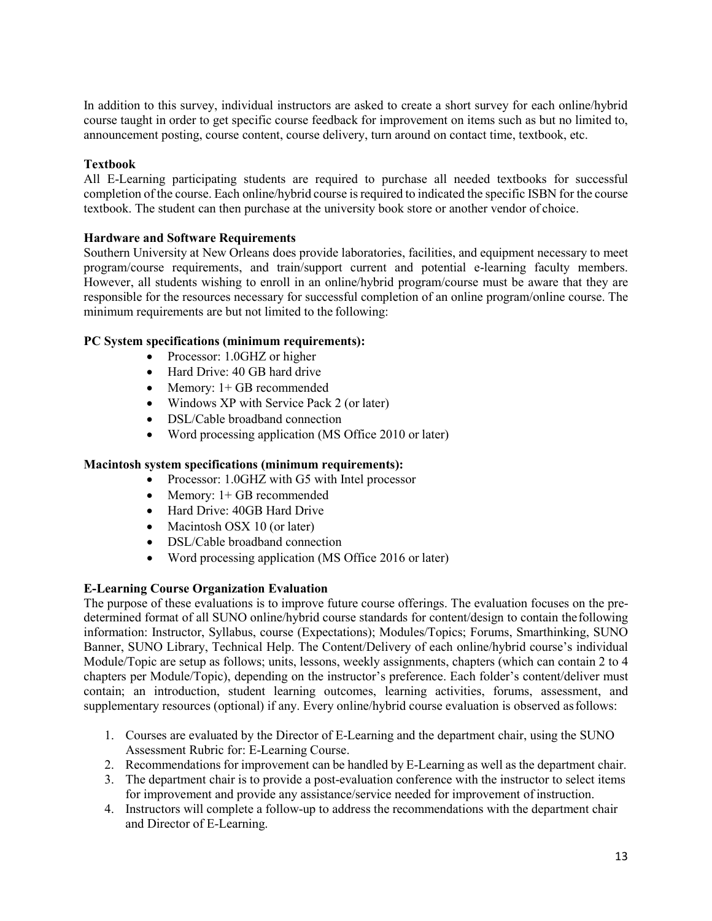In addition to this survey, individual instructors are asked to create a short survey for each online/hybrid course taught in order to get specific course feedback for improvement on items such as but no limited to, announcement posting, course content, course delivery, turn around on contact time, textbook, etc.

**Textbook**

All E-Learning participating students are required to purchase all needed textbooks for successful completion of the course. Each online/hybrid course is required to indicated the specific ISBN for the course textbook. The student can then purchase at the university book store or another vendor of choice.

**Hardware and Software Requirements**

Southern University at New Orleans does provide laboratories, facilities, and equipment necessary to meet program/course requirements, and train/support current and potential e-learning faculty members. However, all students wishing to enroll in an online/hybrid program/course must be aware that they are responsible for the resources necessary for successful completion of an online program/online course. The minimum requirements are but not limited to the following:

**PC System specifications (minimum requirements):**

- Processor: 1.0GHZ or higher
- Hard Drive: 40 GB hard drive
- Memory: 1+ GB recommended
- Windows XP with Service Pack 2 (or later)
- DSL/Cable broadband connection
- Word processing application (MS Office 2010 or later)

**Macintosh system specifications (minimum requirements):**

- Processor: 1.0GHZ with G5 with Intel processor
- Memory: 1+ GB recommended
- Hard Drive: 40GB Hard Drive
- Macintosh OSX 10 (or later)
- DSL/Cable broadband connection
- Word processing application (MS Office 2016 or later)

**E-Learning Course Organization Evaluation**

The purpose of these evaluations is to improve future course offerings. The evaluation focuses on the pre-determined format of all SUNO online/hybrid course standards for content/design to contain the following information: Instructor, Syllabus, course (Expectations); Modules/Topics; Forums, Smarthinking, SUNO Banner, SUNO Library, Technical Help. The Content/Delivery of each online/hybrid course's individual Module/Topic are setup as follows; units, lessons, weekly assignments, chapters (which can contain 2 to 4 chapters per Module/Topic), depending on the instructor's preference. Each folder's content/deliver must contain; an introduction, student learning outcomes, learning activities, forums, assessment, and supplementary resources (optional) if any. Every online/hybrid course evaluation is observed as follows:

1. Courses are evaluated by the Director of E-Learning and the department chair, using the SUNO Assessment Rubric for: E-Learning Course.
2. Recommendations for improvement can be handled by E-Learning as well as the department chair.
3. The department chair is to provide a post-evaluation conference with the instructor to select items for improvement and provide any assistance/service needed for improvement of instruction.
4. Instructors will complete a follow-up to address the recommendations with the department chair and Director of E-Learning.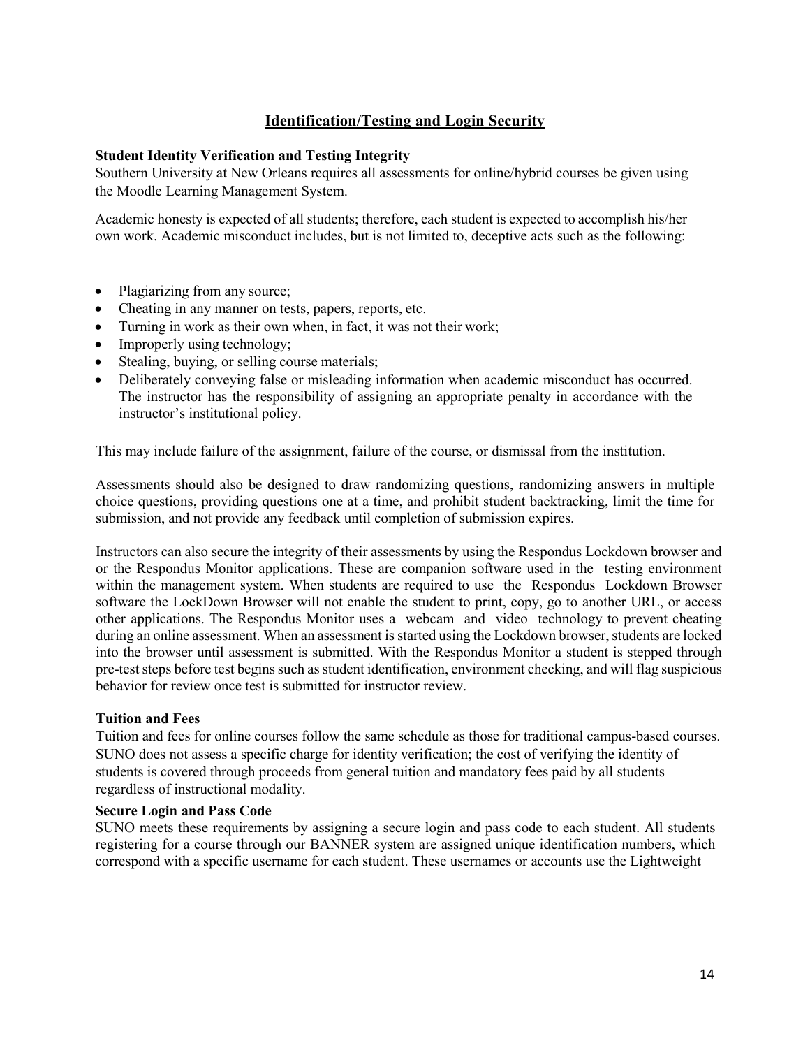## Identification/Testing and Login Security

### Student Identity Verification and Testing Integrity

Southern University at New Orleans requires all assessments for online/hybrid courses be given using the Moodle Learning Management System.

Academic honesty is expected of all students; therefore, each student is expected to accomplish his/her own work. Academic misconduct includes, but is not limited to, deceptive acts such as the following:

- Plagiarizing from any source;
- Cheating in any manner on tests, papers, reports, etc.
- Turning in work as their own when, in fact, it was not their work;
- Improperly using technology;
- Stealing, buying, or selling course materials;
- Deliberately conveying false or misleading information when academic misconduct has occurred. The instructor has the responsibility of assigning an appropriate penalty in accordance with the instructor's institutional policy.

This may include failure of the assignment, failure of the course, or dismissal from the institution.

Assessments should also be designed to draw randomizing questions, randomizing answers in multiple choice questions, providing questions one at a time, and prohibit student backtracking, limit the time for submission, and not provide any feedback until completion of submission expires.

Instructors can also secure the integrity of their assessments by using the Respondus Lockdown browser and or the Respondus Monitor applications. These are companion software used in the testing environment within the management system. When students are required to use the Respondus Lockdown Browser software the LockDown Browser will not enable the student to print, copy, go to another URL, or access other applications. The Respondus Monitor uses a webcam and video technology to prevent cheating during an online assessment. When an assessment is started using the Lockdown browser, students are locked into the browser until assessment is submitted. With the Respondus Monitor a student is stepped through pre-test steps before test begins such as student identification, environment checking, and will flag suspicious behavior for review once test is submitted for instructor review.

### Tuition and Fees

Tuition and fees for online courses follow the same schedule as those for traditional campus-based courses. SUNO does not assess a specific charge for identity verification; the cost of verifying the identity of students is covered through proceeds from general tuition and mandatory fees paid by all students regardless of instructional modality.

### Secure Login and Pass Code

SUNO meets these requirements by assigning a secure login and pass code to each student. All students registering for a course through our BANNER system are assigned unique identification numbers, which correspond with a specific username for each student. These usernames or accounts use the Lightweight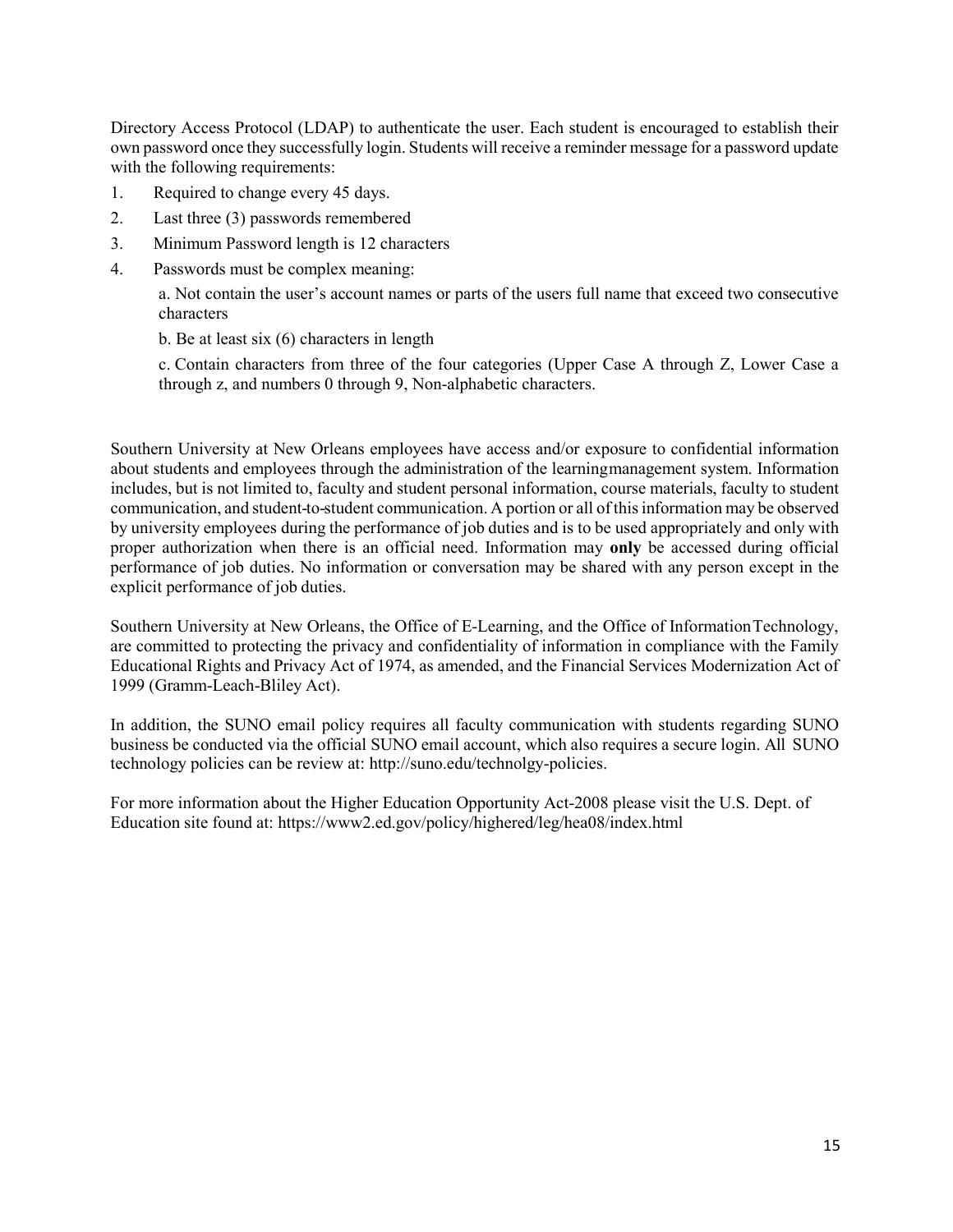Directory Access Protocol (LDAP) to authenticate the user. Each student is encouraged to establish their own password once they successfully login. Students will receive a reminder message for a password update with the following requirements:

1. Required to change every 45 days.
2. Last three (3) passwords remembered
3. Minimum Password length is 12 characters
4. Passwords must be complex meaning:

   a. Not contain the user's account names or parts of the users full name that exceed two consecutive characters

   b. Be at least six (6) characters in length

   c. Contain characters from three of the four categories (Upper Case A through Z, Lower Case a through z, and numbers 0 through 9, Non-alphabetic characters.

Southern University at New Orleans employees have access and/or exposure to confidential information about students and employees through the administration of the learningmanagement system. Information includes, but is not limited to, faculty and student personal information, course materials, faculty to student communication, and student-to-student communication. A portion or all of this information may be observed by university employees during the performance of job duties and is to be used appropriately and only with proper authorization when there is an official need. Information may **only** be accessed during official performance of job duties. No information or conversation may be shared with any person except in the explicit performance of job duties.

Southern University at New Orleans, the Office of E-Learning, and the Office of InformationTechnology, are committed to protecting the privacy and confidentiality of information in compliance with the Family Educational Rights and Privacy Act of 1974, as amended, and the Financial Services Modernization Act of 1999 (Gramm-Leach-Bliley Act).

In addition, the SUNO email policy requires all faculty communication with students regarding SUNO business be conducted via the official SUNO email account, which also requires a secure login. All SUNO technology policies can be review at: http://suno.edu/technolgy-policies.

For more information about the Higher Education Opportunity Act-2008 please visit the U.S. Dept. of Education site found at: https://www2.ed.gov/policy/highered/leg/hea08/index.html